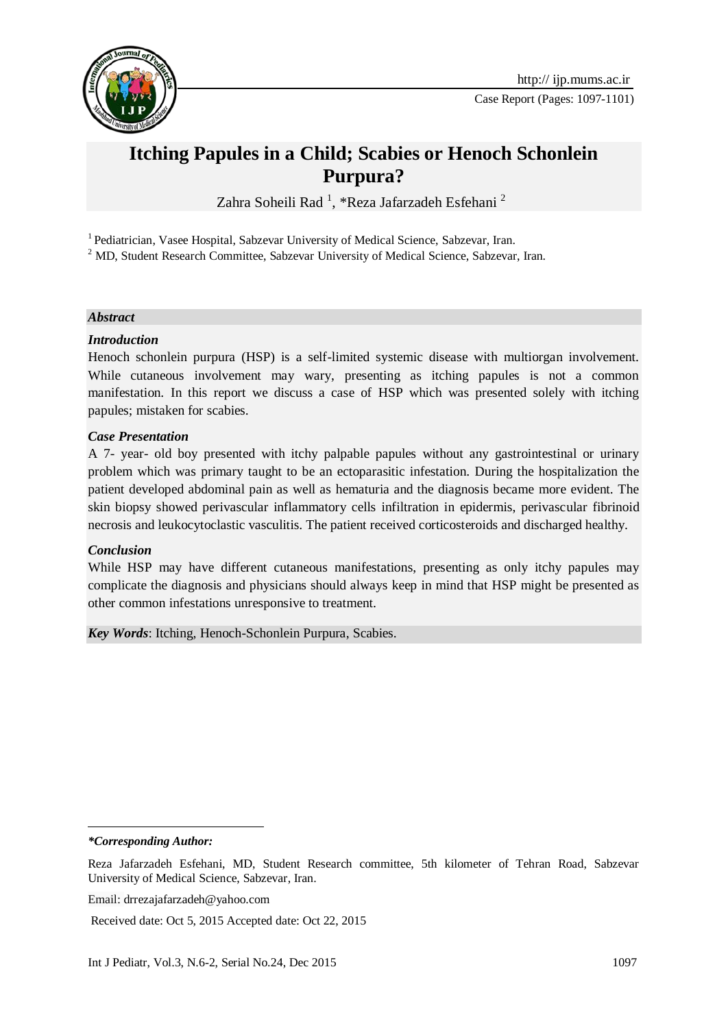Case Report (Pages: 1097-1101)

# Itching Papules in a Child; Scabies or Henoch Schonlein Purpura?

Zahra Soheili Rad [1], *Reza Jafarzadeh Esfehani [2]

[1] Pediatrician, Vasee Hospital, Sabzevar University of Medical Science, Sabzevar, Iran.

[2] MD, Student Research Committee, Sabzevar University of Medical Science, Sabzevar, Iran.

## *Abstract*

### *Introduction*

Henoch schonlein purpura (HSP) is a self-limited systemic disease with multiorgan involvement. While cutaneous involvement may wary, presenting as itching papules is not a common manifestation. In this report we discuss a case of HSP which was presented solely with itching papules; mistaken for scabies.

### *Case Presentation*

A 7- year- old boy presented with itchy palpable papules without any gastrointestinal or urinary problem which was primary taught to be an ectoparasitic infestation. During the hospitalization the patient developed abdominal pain as well as hematuria and the diagnosis became more evident. The skin biopsy showed perivascular inflammatory cells infiltration in epidermis, perivascular fibrinoid necrosis and leukocytoclastic vasculitis. The patient received corticosteroids and discharged healthy.

### *Conclusion*

While HSP may have different cutaneous manifestations, presenting as only itchy papules may complicate the diagnosis and physicians should always keep in mind that HSP might be presented as other common infestations unresponsive to treatment.

***Key Words***: Itching, Henoch-Schonlein Purpura, Scabies.

---

***\*Corresponding Author:***

Reza Jafarzadeh Esfehani, MD, Student Research committee, 5th kilometer of Tehran Road, Sabzevar University of Medical Science, Sabzevar, Iran.

Email: drrezajafarzadeh@yahoo.com

Received date: Oct 5, 2015 Accepted date: Oct 22, 2015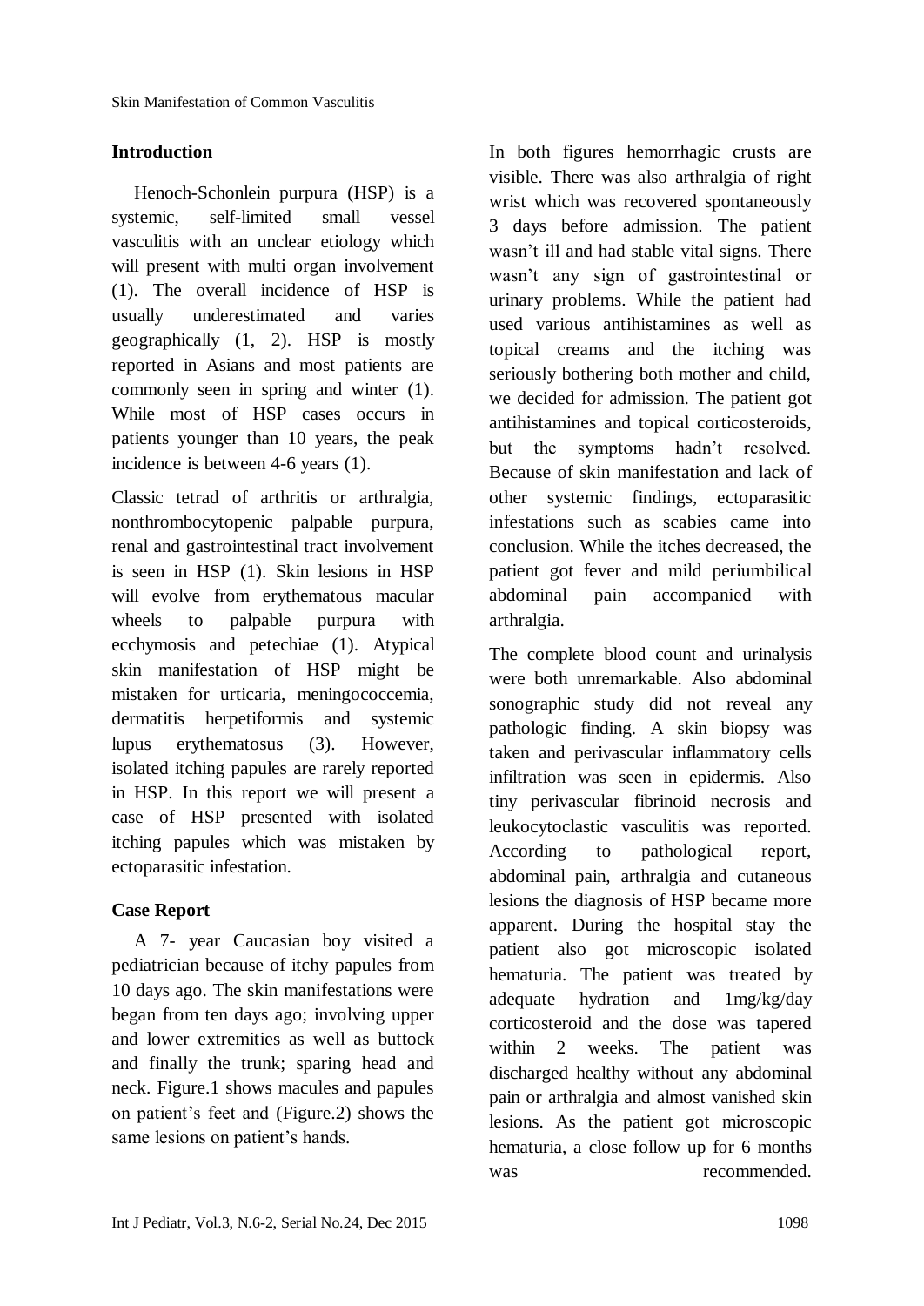## Introduction

Henoch-Schonlein purpura (HSP) is a systemic, self-limited small vessel vasculitis with an unclear etiology which will present with multi organ involvement (1). The overall incidence of HSP is usually underestimated and varies geographically (1, 2). HSP is mostly reported in Asians and most patients are commonly seen in spring and winter (1). While most of HSP cases occurs in patients younger than 10 years, the peak incidence is between 4-6 years (1).

Classic tetrad of arthritis or arthralgia, nonthrombocytopenic palpable purpura, renal and gastrointestinal tract involvement is seen in HSP (1). Skin lesions in HSP will evolve from erythematous macular wheels to palpable purpura with ecchymosis and petechiae (1). Atypical skin manifestation of HSP might be mistaken for urticaria, meningococcemia, dermatitis herpetiformis and systemic lupus erythematosus (3). However, isolated itching papules are rarely reported in HSP. In this report we will present a case of HSP presented with isolated itching papules which was mistaken by ectoparasitic infestation.

## Case Report

A 7- year Caucasian boy visited a pediatrician because of itchy papules from 10 days ago. The skin manifestations were began from ten days ago; involving upper and lower extremities as well as buttock and finally the trunk; sparing head and neck. Figure.1 shows macules and papules on patient's feet and (Figure.2) shows the same lesions on patient's hands.

In both figures hemorrhagic crusts are visible. There was also arthralgia of right wrist which was recovered spontaneously 3 days before admission. The patient wasn't ill and had stable vital signs. There wasn't any sign of gastrointestinal or urinary problems. While the patient had used various antihistamines as well as topical creams and the itching was seriously bothering both mother and child, we decided for admission. The patient got antihistamines and topical corticosteroids, but the symptoms hadn't resolved. Because of skin manifestation and lack of other systemic findings, ectoparasitic infestations such as scabies came into conclusion. While the itches decreased, the patient got fever and mild periumbilical abdominal pain accompanied with arthralgia.

The complete blood count and urinalysis were both unremarkable. Also abdominal sonographic study did not reveal any pathologic finding. A skin biopsy was taken and perivascular inflammatory cells infiltration was seen in epidermis. Also tiny perivascular fibrinoid necrosis and leukocytoclastic vasculitis was reported. According to pathological report, abdominal pain, arthralgia and cutaneous lesions the diagnosis of HSP became more apparent. During the hospital stay the patient also got microscopic isolated hematuria. The patient was treated by adequate hydration and 1mg/kg/day corticosteroid and the dose was tapered within 2 weeks. The patient was discharged healthy without any abdominal pain or arthralgia and almost vanished skin lesions. As the patient got microscopic hematuria, a close follow up for 6 months was recommended.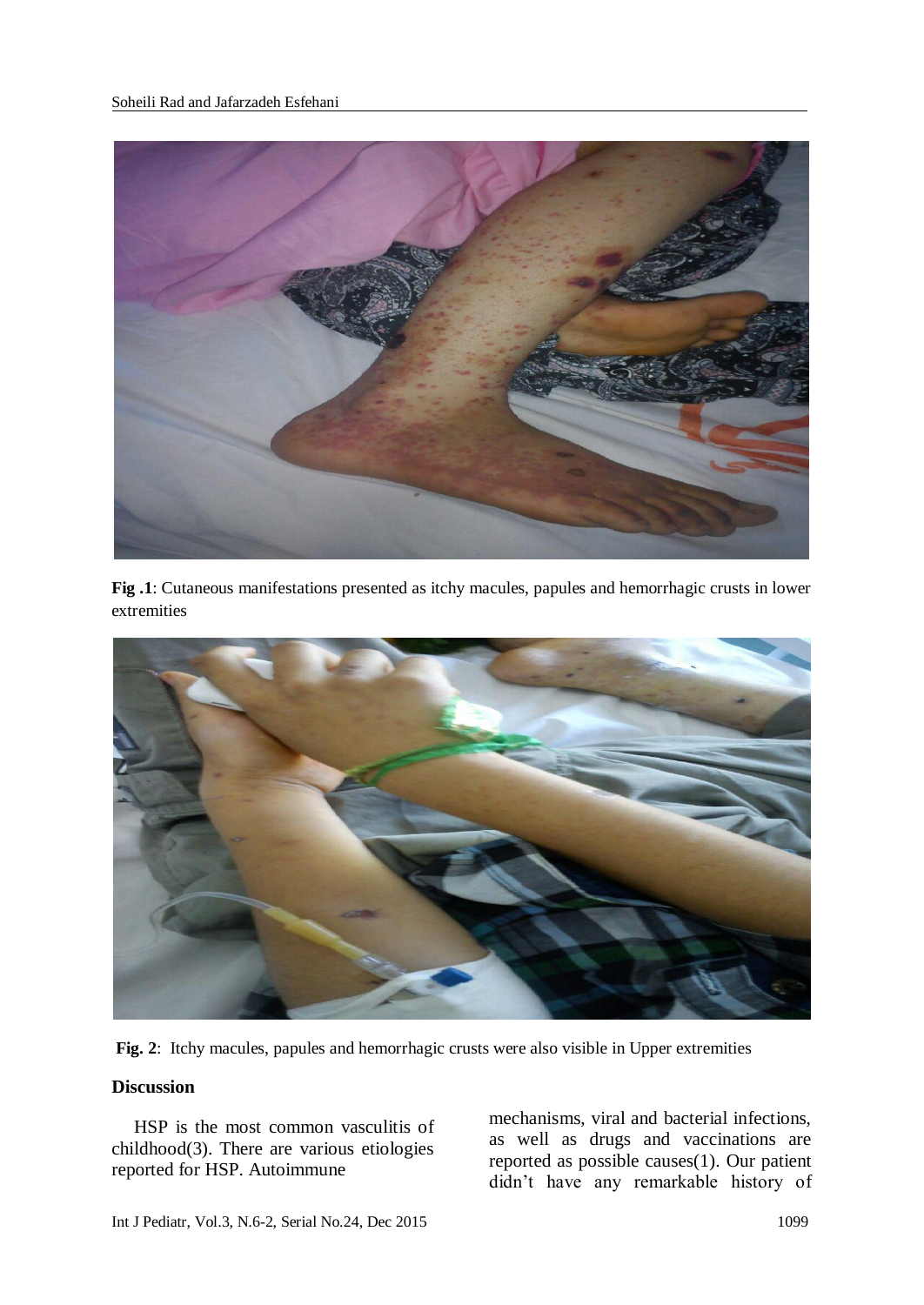**Fig .1**: Cutaneous manifestations presented as itchy macules, papules and hemorrhagic crusts in lower extremities

**Fig. 2**: Itchy macules, papules and hemorrhagic crusts were also visible in Upper extremities

## Discussion

HSP is the most common vasculitis of childhood(3). There are various etiologies reported for HSP. Autoimmune mechanisms, viral and bacterial infections, as well as drugs and vaccinations are reported as possible causes(1). Our patient didn't have any remarkable history of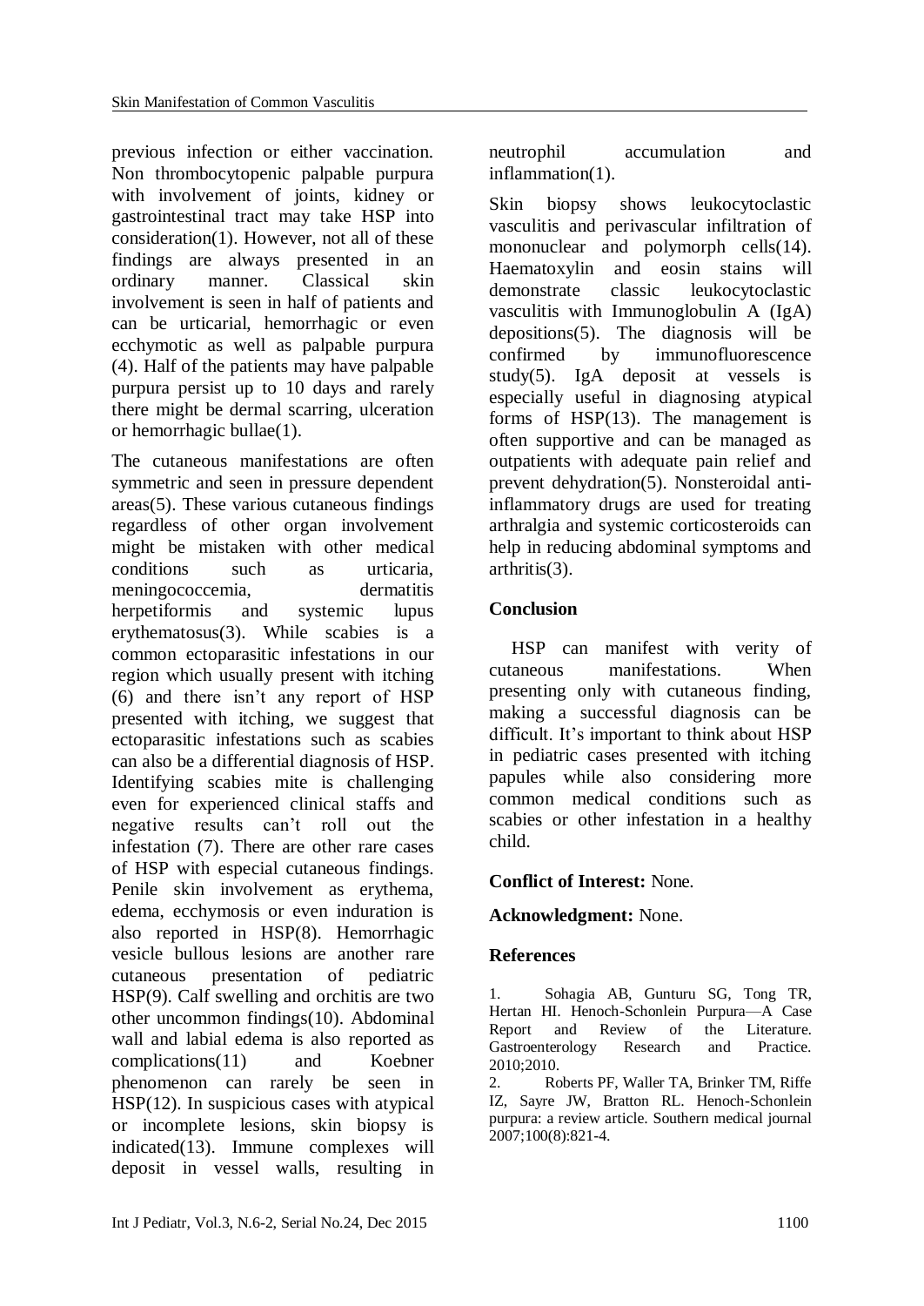previous infection or either vaccination. Non thrombocytopenic palpable purpura with involvement of joints, kidney or gastrointestinal tract may take HSP into consideration(1). However, not all of these findings are always presented in an ordinary manner. Classical skin involvement is seen in half of patients and can be urticarial, hemorrhagic or even ecchymotic as well as palpable purpura (4). Half of the patients may have palpable purpura persist up to 10 days and rarely there might be dermal scarring, ulceration or hemorrhagic bullae(1).

The cutaneous manifestations are often symmetric and seen in pressure dependent areas(5). These various cutaneous findings regardless of other organ involvement might be mistaken with other medical conditions such as urticaria, meningococcemia, dermatitis herpetiformis and systemic lupus erythematosus(3). While scabies is a common ectoparasitic infestations in our region which usually present with itching (6) and there isn't any report of HSP presented with itching, we suggest that ectoparasitic infestations such as scabies can also be a differential diagnosis of HSP. Identifying scabies mite is challenging even for experienced clinical staffs and negative results can't roll out the infestation (7). There are other rare cases of HSP with especial cutaneous findings. Penile skin involvement as erythema, edema, ecchymosis or even induration is also reported in HSP(8). Hemorrhagic vesicle bullous lesions are another rare cutaneous presentation of pediatric HSP(9). Calf swelling and orchitis are two other uncommon findings(10). Abdominal wall and labial edema is also reported as complications(11) and Koebner phenomenon can rarely be seen in HSP(12). In suspicious cases with atypical or incomplete lesions, skin biopsy is indicated(13). Immune complexes will deposit in vessel walls, resulting in neutrophil accumulation and inflammation(1).

Skin biopsy shows leukocytoclastic vasculitis and perivascular infiltration of mononuclear and polymorph cells(14). Haematoxylin and eosin stains will demonstrate classic leukocytoclastic vasculitis with Immunoglobulin A (IgA) depositions(5). The diagnosis will be confirmed by immunofluorescence study(5). IgA deposit at vessels is especially useful in diagnosing atypical forms of HSP(13). The management is often supportive and can be managed as outpatients with adequate pain relief and prevent dehydration(5). Nonsteroidal anti-inflammatory drugs are used for treating arthralgia and systemic corticosteroids can help in reducing abdominal symptoms and arthritis(3).

## Conclusion

HSP can manifest with verity of cutaneous manifestations. When presenting only with cutaneous finding, making a successful diagnosis can be difficult. It's important to think about HSP in pediatric cases presented with itching papules while also considering more common medical conditions such as scabies or other infestation in a healthy child.

**Conflict of Interest:** None.

**Acknowledgment:** None.

## References

1. Sohagia AB, Gunturu SG, Tong TR, Hertan HI. Henoch-Schonlein Purpura—A Case Report and Review of the Literature. Gastroenterology Research and Practice. 2010;2010.
2. Roberts PF, Waller TA, Brinker TM, Riffe IZ, Sayre JW, Bratton RL. Henoch-Schonlein purpura: a review article. Southern medical journal 2007;100(8):821-4.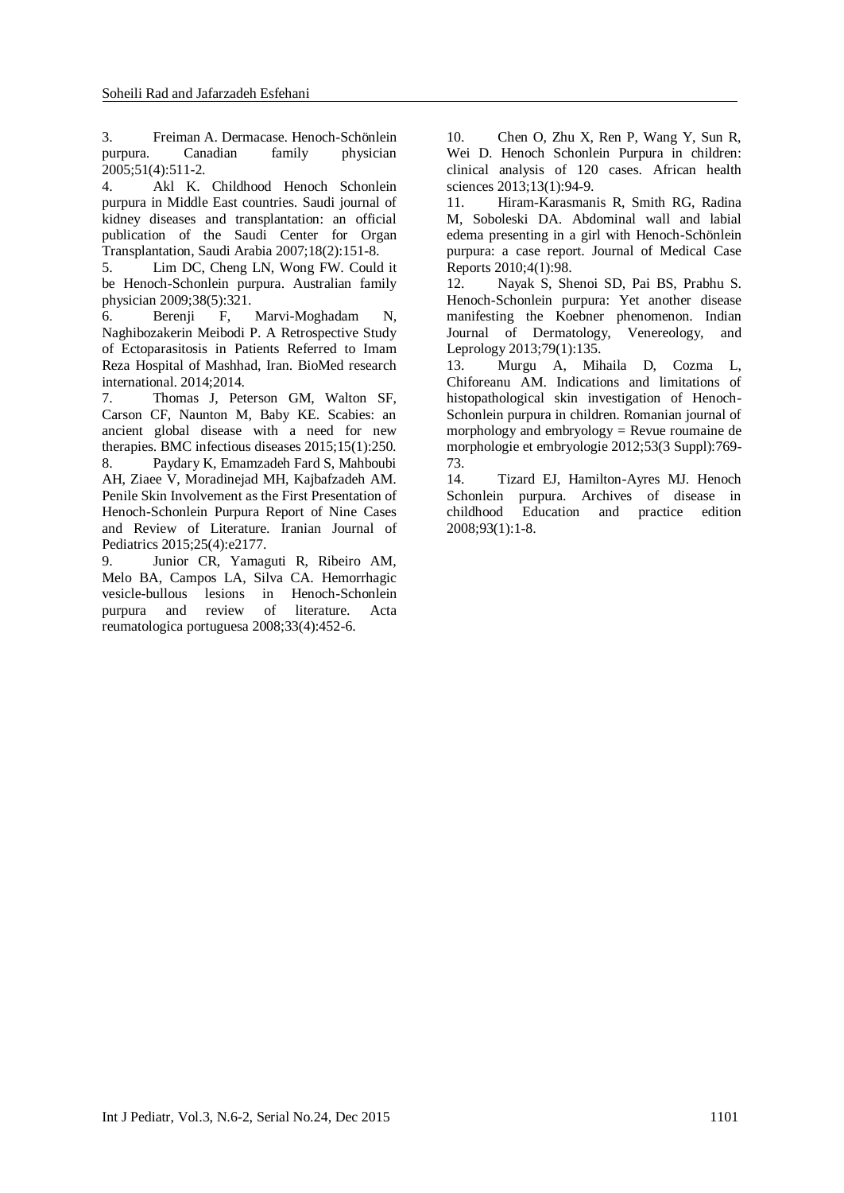3. Freiman A. Dermacase. Henoch-Schönlein purpura. Canadian family physician 2005;51(4):511-2.

4. Akl K. Childhood Henoch Schonlein purpura in Middle East countries. Saudi journal of kidney diseases and transplantation: an official publication of the Saudi Center for Organ Transplantation, Saudi Arabia 2007;18(2):151-8.

5. Lim DC, Cheng LN, Wong FW. Could it be Henoch-Schonlein purpura. Australian family physician 2009;38(5):321.

6. Berenji F, Marvi-Moghadam N, Naghibozakerin Meibodi P. A Retrospective Study of Ectoparasitosis in Patients Referred to Imam Reza Hospital of Mashhad, Iran. BioMed research international. 2014;2014.

7. Thomas J, Peterson GM, Walton SF, Carson CF, Naunton M, Baby KE. Scabies: an ancient global disease with a need for new therapies. BMC infectious diseases 2015;15(1):250.

8. Paydary K, Emamzadeh Fard S, Mahboubi AH, Ziaee V, Moradinejad MH, Kajbafzadeh AM. Penile Skin Involvement as the First Presentation of Henoch-Schonlein Purpura Report of Nine Cases and Review of Literature. Iranian Journal of Pediatrics 2015;25(4):e2177.

9. Junior CR, Yamaguti R, Ribeiro AM, Melo BA, Campos LA, Silva CA. Hemorrhagic vesicle-bullous lesions in Henoch-Schonlein purpura and review of literature. Acta reumatologica portuguesa 2008;33(4):452-6.

10. Chen O, Zhu X, Ren P, Wang Y, Sun R, Wei D. Henoch Schonlein Purpura in children: clinical analysis of 120 cases. African health sciences 2013;13(1):94-9.

11. Hiram-Karasmanis R, Smith RG, Radina M, Soboleski DA. Abdominal wall and labial edema presenting in a girl with Henoch-Schönlein purpura: a case report. Journal of Medical Case Reports 2010;4(1):98.

12. Nayak S, Shenoi SD, Pai BS, Prabhu S. Henoch-Schonlein purpura: Yet another disease manifesting the Koebner phenomenon. Indian Journal of Dermatology, Venereology, and Leprology 2013;79(1):135.

13. Murgu A, Mihaila D, Cozma L, Chiforeanu AM. Indications and limitations of histopathological skin investigation of Henoch-Schonlein purpura in children. Romanian journal of morphology and embryology = Revue roumaine de morphologie et embryologie 2012;53(3 Suppl):769-73.

14. Tizard EJ, Hamilton-Ayres MJ. Henoch Schonlein purpura. Archives of disease in childhood Education and practice edition 2008;93(1):1-8.